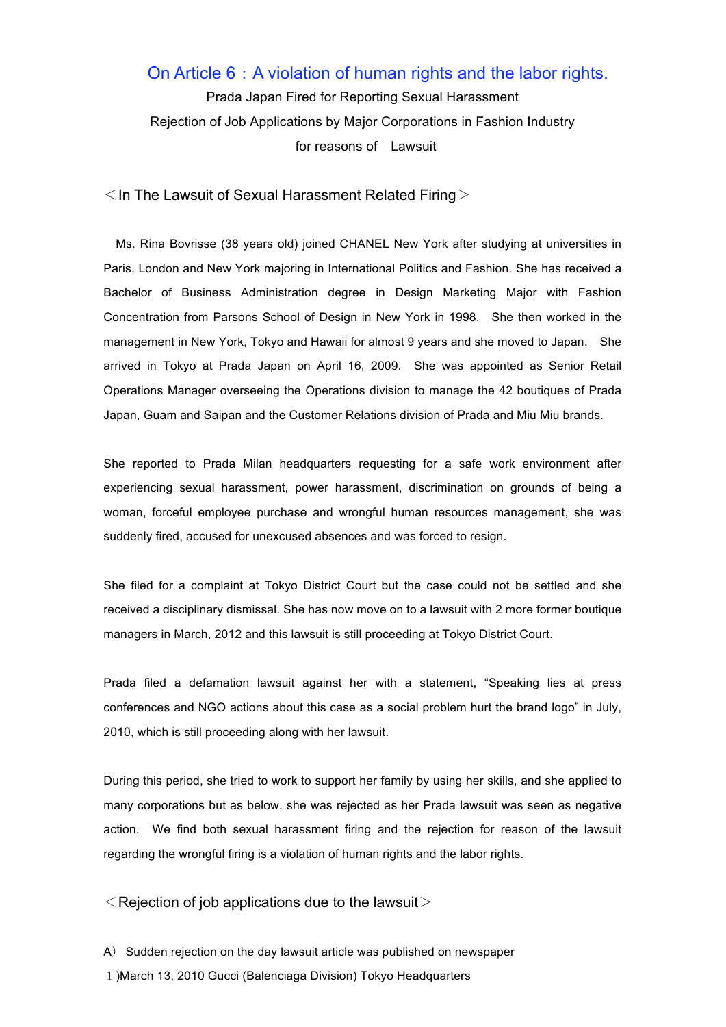# On Article 6：A violation of human rights and the labor rights.

Prada Japan Fired for Reporting Sexual Harassment

Rejection of Job Applications by Major Corporations in Fashion Industry

for reasons of　Lawsuit

## ＜In The Lawsuit of Sexual Harassment Related Firing＞

Ms. Rina Bovrisse (38 years old) joined CHANEL New York after studying at universities in Paris, London and New York majoring in International Politics and Fashion. She has received a Bachelor of Business Administration degree in Design Marketing Major with Fashion Concentration from Parsons School of Design in New York in 1998. She then worked in the management in New York, Tokyo and Hawaii for almost 9 years and she moved to Japan. She arrived in Tokyo at Prada Japan on April 16, 2009. She was appointed as Senior Retail Operations Manager overseeing the Operations division to manage the 42 boutiques of Prada Japan, Guam and Saipan and the Customer Relations division of Prada and Miu Miu brands.

She reported to Prada Milan headquarters requesting for a safe work environment after experiencing sexual harassment, power harassment, discrimination on grounds of being a woman, forceful employee purchase and wrongful human resources management, she was suddenly fired, accused for unexcused absences and was forced to resign.

She filed for a complaint at Tokyo District Court but the case could not be settled and she received a disciplinary dismissal. She has now move on to a lawsuit with 2 more former boutique managers in March, 2012 and this lawsuit is still proceeding at Tokyo District Court.

Prada filed a defamation lawsuit against her with a statement, "Speaking lies at press conferences and NGO actions about this case as a social problem hurt the brand logo" in July, 2010, which is still proceeding along with her lawsuit.

During this period, she tried to work to support her family by using her skills, and she applied to many corporations but as below, she was rejected as her Prada lawsuit was seen as negative action. We find both sexual harassment firing and the rejection for reason of the lawsuit regarding the wrongful firing is a violation of human rights and the labor rights.

## ＜Rejection of job applications due to the lawsuit＞

A）Sudden rejection on the day lawsuit article was published on newspaper

1)March 13, 2010 Gucci (Balenciaga Division) Tokyo Headquarters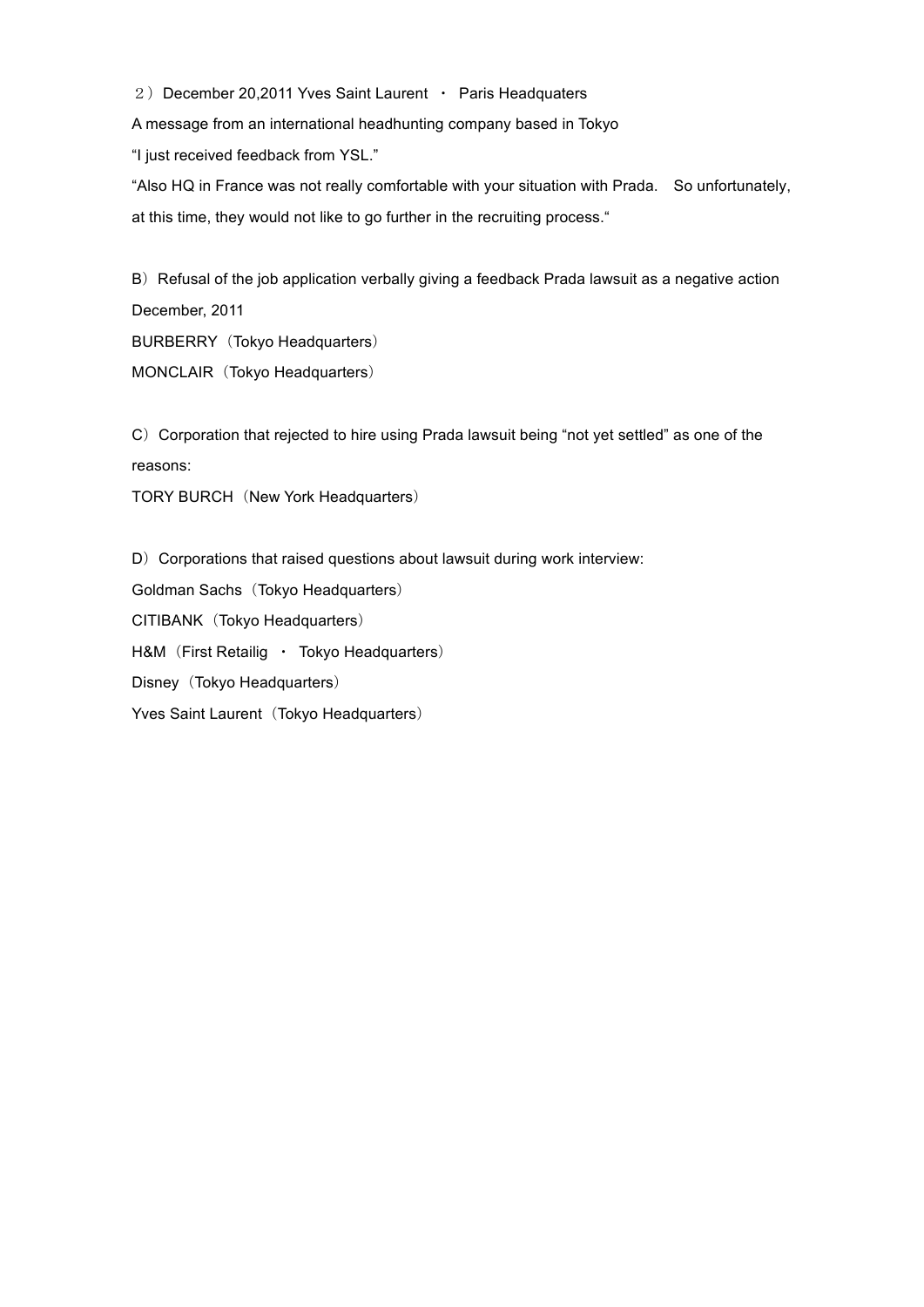２）December 20,2011 Yves Saint Laurent ・ Paris Headquaters

A message from an international headhunting company based in Tokyo

“I just received feedback from YSL.”

“Also HQ in France was not really comfortable with your situation with Prada.　So unfortunately, at this time, they would not like to go further in the recruiting process.“

B）Refusal of the job application verbally giving a feedback Prada lawsuit as a negative action December, 2011

BURBERRY（Tokyo Headquarters）

MONCLAIR（Tokyo Headquarters）

C）Corporation that rejected to hire using Prada lawsuit being “not yet settled” as one of the reasons:

TORY BURCH（New York Headquarters）

D）Corporations that raised questions about lawsuit during work interview:

Goldman Sachs（Tokyo Headquarters）

CITIBANK（Tokyo Headquarters）

H&M（First Retailig ・ Tokyo Headquarters）

Disney（Tokyo Headquarters）

Yves Saint Laurent（Tokyo Headquarters）